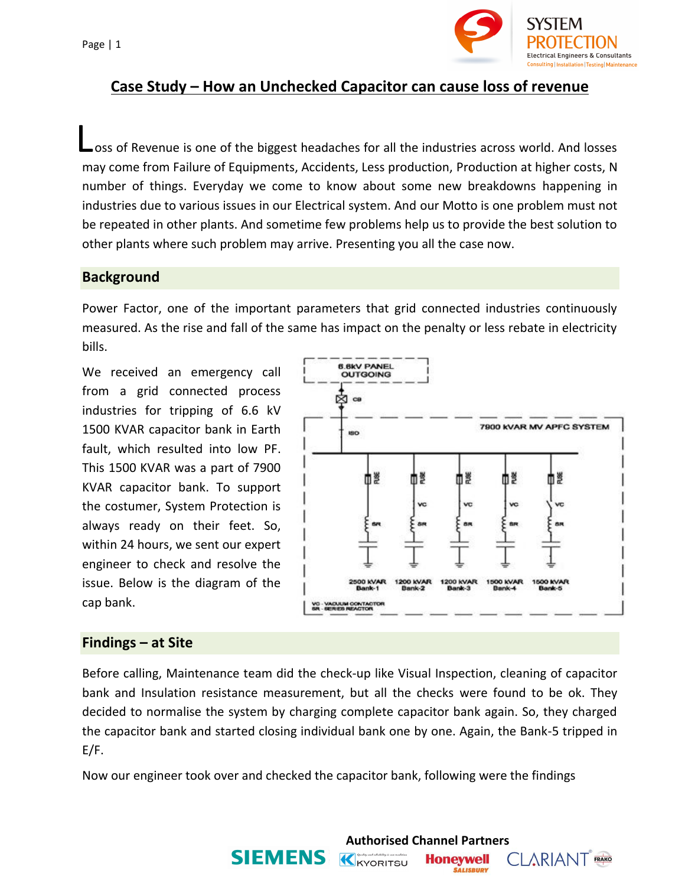# Case Study – How an Unchecked Capacitor can cause loss of revenue

Loss of Revenue is one of the biggest headaches for all the industries across world. And losses may come from Failure of Equipments, Accidents, Less production, Production at higher costs, N number of things. Everyday we come to know about some new breakdowns happening in industries due to various issues in our Electrical system. And our Motto is one problem must not be repeated in other plants. And sometime few problems help us to provide the best solution to other plants where such problem may arrive. Presenting you all the case now.

## Background

Power Factor, one of the important parameters that grid connected industries continuously measured. As the rise and fall of the same has impact on the penalty or less rebate in electricity bills.

We received an emergency call from a grid connected process industries for tripping of 6.6 kV 1500 KVAR capacitor bank in Earth fault, which resulted into low PF. This 1500 KVAR was a part of 7900 KVAR capacitor bank. To support the costumer, System Protection is always ready on their feet. So, within 24 hours, we sent our expert engineer to check and resolve the issue. Below is the diagram of the cap bank.

6.6kV PANEL OUTGOING

CB

ISO

7900 KVAR MV APFC SYSTEM

FUSE | FUSE | FUSE | FUSE | FUSE

VC | VC | VC | VC

SR | SR | SR | SR | SR

2500 KVAR Bank-1 | 1200 KVAR Bank-2 | 1200 KVAR Bank-3 | 1500 KVAR Bank-4 | 1500 KVAR Bank-5

VC - VACUUM CONTACTOR
SR - SERIES REACTOR

## Findings – at Site

Before calling, Maintenance team did the check-up like Visual Inspection, cleaning of capacitor bank and Insulation resistance measurement, but all the checks were found to be ok. They decided to normalise the system by charging complete capacitor bank again. So, they charged the capacitor bank and started closing individual bank one by one. Again, the Bank-5 tripped in E/F.

Now our engineer took over and checked the capacitor bank, following were the findings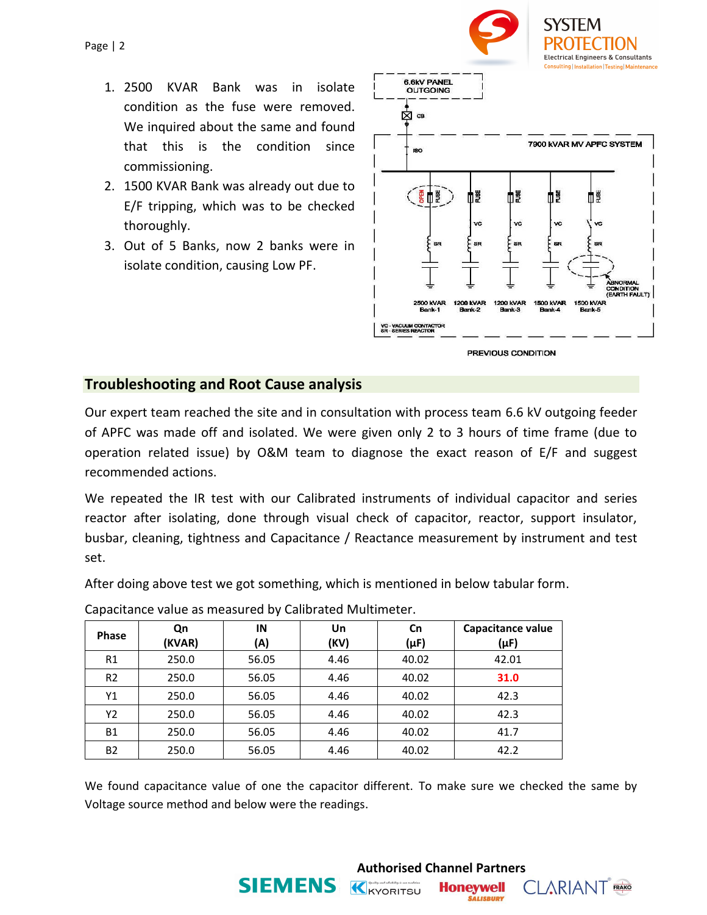1. 2500 KVAR Bank was in isolate condition as the fuse were removed. We inquired about the same and found that this is the condition since commissioning.
2. 1500 KVAR Bank was already out due to E/F tripping, which was to be checked thoroughly.
3. Out of 5 Banks, now 2 banks were in isolate condition, causing Low PF.

6.6kV PANEL OUTGOING

CB

ISO

7900 kVAR MV APFC SYSTEM

OPEN FUSE | FUSE | FUSE | FUSE | FUSE

VC | VC | VC | VC

SR | SR | SR | SR | SR

ABNORMAL CONDITION (EARTH FAULT)

2500 kVAR Bank-1 | 1200 kVAR Bank-2 | 1200 kVAR Bank-3 | 1500 kVAR Bank-4 | 1500 kVAR Bank-5

VC - VACUUM CONTACTOR
SR - SERIES REACTOR

PREVIOUS CONDITION

## Troubleshooting and Root Cause analysis

Our expert team reached the site and in consultation with process team 6.6 kV outgoing feeder of APFC was made off and isolated. We were given only 2 to 3 hours of time frame (due to operation related issue) by O&M team to diagnose the exact reason of E/F and suggest recommended actions.

We repeated the IR test with our Calibrated instruments of individual capacitor and series reactor after isolating, done through visual check of capacitor, reactor, support insulator, busbar, cleaning, tightness and Capacitance / Reactance measurement by instrument and test set.

After doing above test we got something, which is mentioned in below tabular form.

Capacitance value as measured by Calibrated Multimeter.

| Phase | Qn (KVAR) | IN (A) | Un (KV) | Cn (µF) | Capacitance value (µF) |
|---|---|---|---|---|---|
| R1 | 250.0 | 56.05 | 4.46 | 40.02 | 42.01 |
| R2 | 250.0 | 56.05 | 4.46 | 40.02 | **31.0** |
| Y1 | 250.0 | 56.05 | 4.46 | 40.02 | 42.3 |
| Y2 | 250.0 | 56.05 | 4.46 | 40.02 | 42.3 |
| B1 | 250.0 | 56.05 | 4.46 | 40.02 | 41.7 |
| B2 | 250.0 | 56.05 | 4.46 | 40.02 | 42.2 |

We found capacitance value of one the capacitor different. To make sure we checked the same by Voltage source method and below were the readings.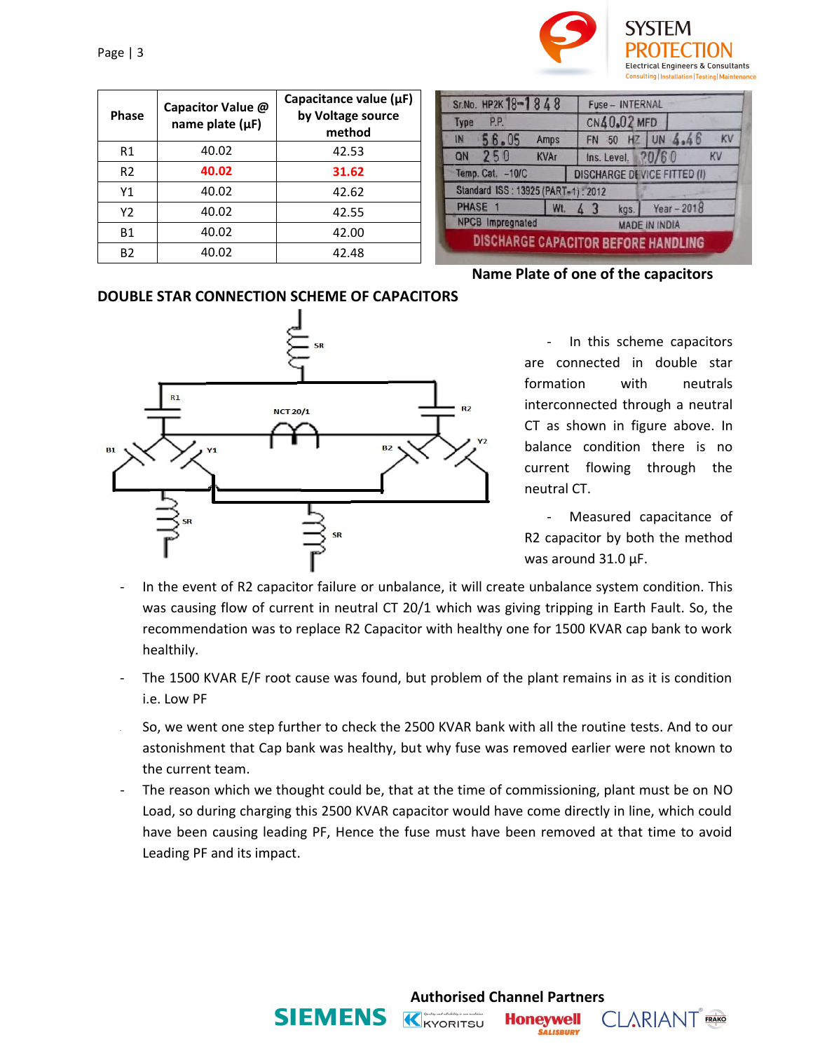| Phase | Capacitor Value @ name plate (µF) | Capacitance value (µF) by Voltage source method |
|---|---|---|
| R1 | 40.02 | 42.53 |
| R2 | 40.02 | 31.62 |
| Y1 | 40.02 | 42.62 |
| Y2 | 40.02 | 42.55 |
| B1 | 40.02 | 42.00 |
| B2 | 40.02 | 42.48 |

**Name Plate of one of the capacitors**

**DOUBLE STAR CONNECTION SCHEME OF CAPACITORS**

- In this scheme capacitors are connected in double star formation with neutrals interconnected through a neutral CT as shown in figure above. In balance condition there is no current flowing through the neutral CT.
- Measured capacitance of R2 capacitor by both the method was around 31.0 µF.
- In the event of R2 capacitor failure or unbalance, it will create unbalance system condition. This was causing flow of current in neutral CT 20/1 which was giving tripping in Earth Fault. So, the recommendation was to replace R2 Capacitor with healthy one for 1500 KVAR cap bank to work healthily.
- The 1500 KVAR E/F root cause was found, but problem of the plant remains in as it is condition i.e. Low PF
- So, we went one step further to check the 2500 KVAR bank with all the routine tests. And to our astonishment that Cap bank was healthy, but why fuse was removed earlier were not known to the current team.
- The reason which we thought could be, that at the time of commissioning, plant must be on NO Load, so during charging this 2500 KVAR capacitor would have come directly in line, which could have been causing leading PF, Hence the fuse must have been removed at that time to avoid Leading PF and its impact.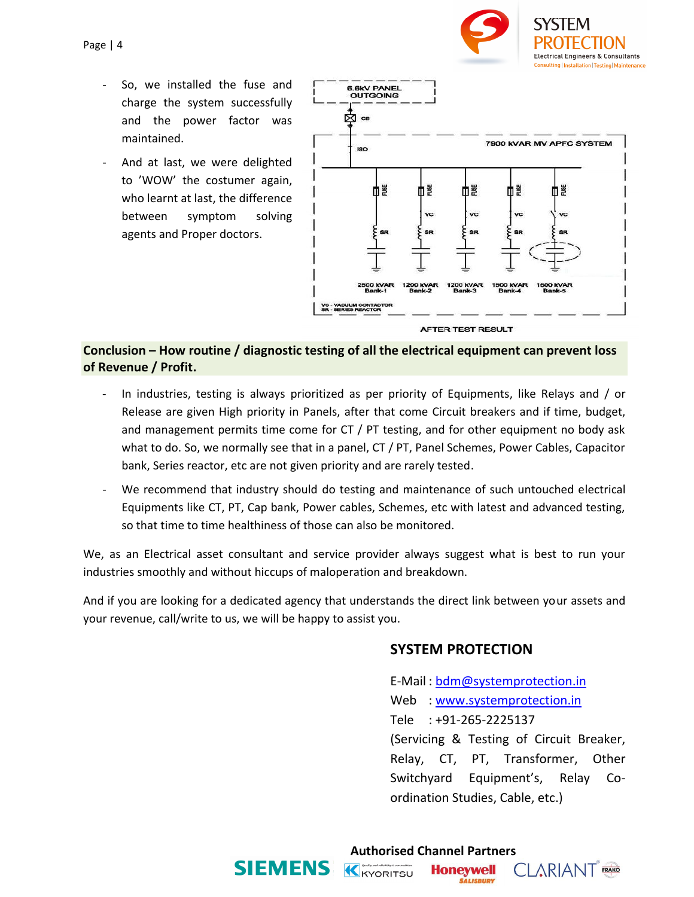- So, we installed the fuse and charge the system successfully and the power factor was maintained.
- And at last, we were delighted to 'WOW' the costumer again, who learnt at last, the difference between symptom solving agents and Proper doctors.

6.6kV PANEL OUTGOING

CB

ISO

7800 KVAR MV APFC SYSTEM

FUSE

VC

SR

2500 KVAR Bank-1

1200 KVAR Bank-2

1200 KVAR Bank-3

1500 KVAR Bank-4

1500 KVAR Bank-5

VC - VACUUM CONTACTOR
SR - SERIES REACTOR

AFTER TEST RESULT

**Conclusion – How routine / diagnostic testing of all the electrical equipment can prevent loss of Revenue / Profit.**

- In industries, testing is always prioritized as per priority of Equipments, like Relays and / or Release are given High priority in Panels, after that come Circuit breakers and if time, budget, and management permits time come for CT / PT testing, and for other equipment no body ask what to do. So, we normally see that in a panel, CT / PT, Panel Schemes, Power Cables, Capacitor bank, Series reactor, etc are not given priority and are rarely tested.
- We recommend that industry should do testing and maintenance of such untouched electrical Equipments like CT, PT, Cap bank, Power cables, Schemes, etc with latest and advanced testing, so that time to time healthiness of those can also be monitored.

We, as an Electrical asset consultant and service provider always suggest what is best to run your industries smoothly and without hiccups of maloperation and breakdown.

And if you are looking for a dedicated agency that understands the direct link between your assets and your revenue, call/write to us, we will be happy to assist you.

**SYSTEM PROTECTION**

E-Mail : bdm@systemprotection.in
Web : www.systemprotection.in
Tele : +91-265-2225137
(Servicing & Testing of Circuit Breaker, Relay, CT, PT, Transformer, Other Switchyard Equipment's, Relay Co-ordination Studies, Cable, etc.)

**Authorised Channel Partners**

SIEMENS KYORITSU Honeywell SALISBURY CLARIANT FRAKO